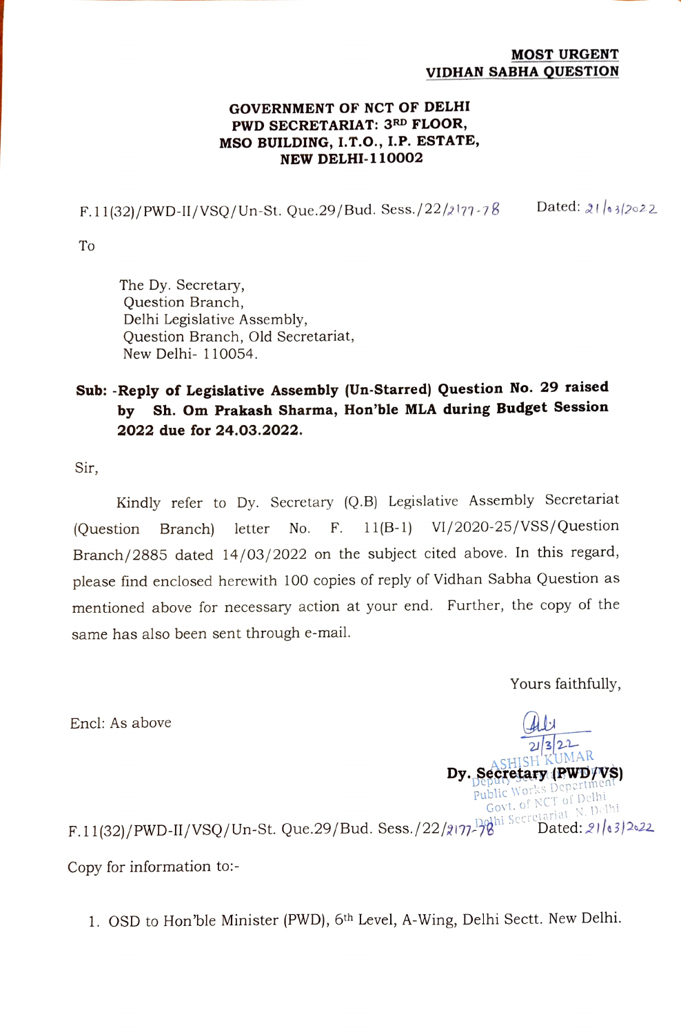**MOST URGENT**
**VIDHAN SABHA QUESTION**

**GOVERNMENT OF NCT OF DELHI**
**PWD SECRETARIAT: 3RD FLOOR,**
**MSO BUILDING, I.T.O., I.P. ESTATE,**
**NEW DELHI-110002**

F.11(32)/PWD-II/VSQ/Un-St. Que.29/Bud. Sess./22/2177-78 Dated: 21/03/2022

To

The Dy. Secretary,
Question Branch,
Delhi Legislative Assembly,
Question Branch, Old Secretariat,
New Delhi- 110054.

**Sub: -Reply of Legislative Assembly (Un-Starred) Question No. 29 raised by Sh. Om Prakash Sharma, Hon'ble MLA during Budget Session 2022 due for 24.03.2022.**

Sir,

Kindly refer to Dy. Secretary (Q.B) Legislative Assembly Secretariat (Question Branch) letter No. F. 11(B-1) VI/2020-25/VSS/Question Branch/2885 dated 14/03/2022 on the subject cited above. In this regard, please find enclosed herewith 100 copies of reply of Vidhan Sabha Question as mentioned above for necessary action at your end. Further, the copy of the same has also been sent through e-mail.

Yours faithfully,

Encl: As above

21/3/22
ASHISH KUMAR
**Dy. Secretary (PWD/VS)**
Deputy Secretary
Public Works Department
Govt. of NCT of Delhi
Delhi Secretariat, N. Delhi

F.11(32)/PWD-II/VSQ/Un-St. Que.29/Bud. Sess./22/2177-78 Dated: 21/03/2022

Copy for information to:-

1. OSD to Hon'ble Minister (PWD), 6th Level, A-Wing, Delhi Sectt. New Delhi.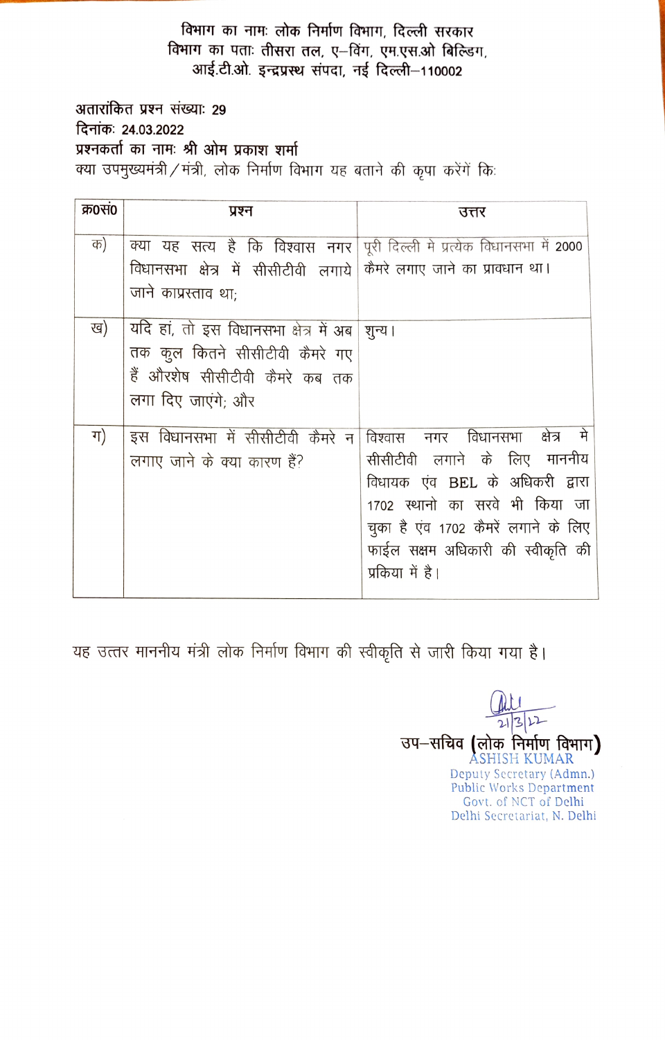विभाग का नामः लोक निर्माण विभाग, दिल्ली सरकार
विभाग का पताः तीसरा तल, ए–विंग, एम.एस.ओ बिल्डिंग,
आई.टी.ओ. इन्द्रप्रस्थ संपदा, नई दिल्ली–110002

**अतारांकित प्रश्न संख्याः 29**
**दिनांकः 24.03.2022**
**प्रश्नकर्ता का नामः श्री ओम प्रकाश शर्मा**
क्या उपमुख्यमंत्री / मंत्री, लोक निर्माण विभाग यह बताने की कृपा करेंगें किः

| क्र0सं0 | प्रश्न | उत्तर |
|---|---|---|
| क) | क्या यह सत्य है कि विश्वास नगर विधानसभा क्षेत्र में सीसीटीवी लगाये जाने काप्रस्ताव था; | पूरी दिल्ली मे प्रत्येक विधानसभा में 2000 कैमरे लगाए जाने का प्रावधान था। |
| ख) | यदि हां, तो इस विधानसभा क्षेत्र में अब तक कुल कितने सीसीटीवी कैमरे गए हैं औरशेष सीसीटीवी कैमरे कब तक लगा दिए जाएंगे; और | शुन्य। |
| ग) | इस विधानसभा में सीसीटीवी कैमरे न लगाए जाने के क्या कारण हैं? | विश्वास नगर विधानसभा क्षेत्र मे सीसीटीवी लगाने के लिए माननीय विधायक एंव BEL के अधिकरी द्वारा 1702 स्थानो का सरवे भी किया जा चुका है एंव 1702 कैमरें लगाने के लिए फाईल सक्षम अधिकारी की स्वीकृति की प्रकिया में है। |

यह उत्तर माननीय मंत्री लोक निर्माण विभाग की स्वीकृति से जारी किया गया है।

21/3/22

उप–सचिव (लोक निर्माण विभाग)
ASHISH KUMAR
Deputy Secretary (Admn.)
Public Works Department
Govt. of NCT of Delhi
Delhi Secretariat, N. Delhi